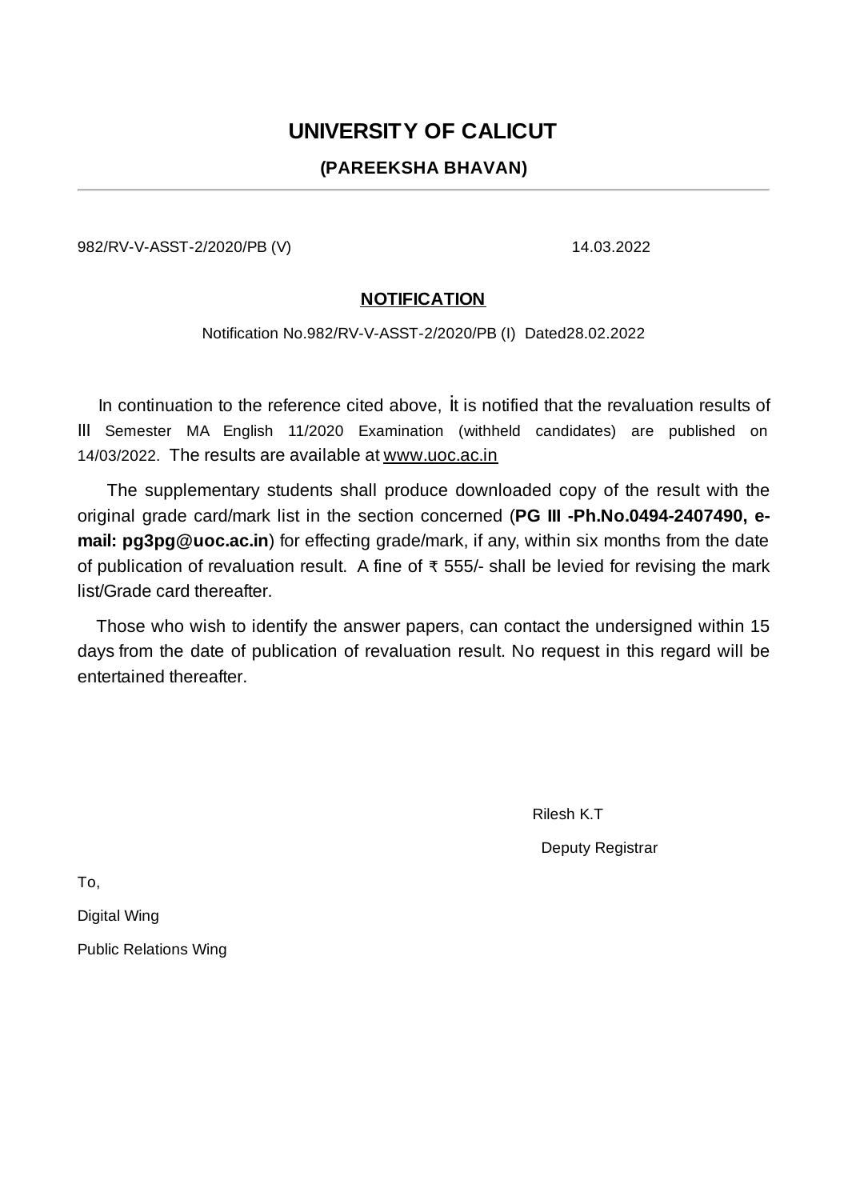# UNIVERSITY OF CALICUT

## (PAREEKSHA BHAVAN)

---

982/RV-V-ASST-2/2020/PB (V) 14.03.2022

**NOTIFICATION**

Notification No.982/RV-V-ASST-2/2020/PB (I) Dated28.02.2022

In continuation to the reference cited above, it is notified that the revaluation results of III Semester MA English 11/2020 Examination (withheld candidates) are published on 14/03/2022. The results are available at www.uoc.ac.in

The supplementary students shall produce downloaded copy of the result with the original grade card/mark list in the section concerned (**PG III -Ph.No.0494-2407490, e-mail: pg3pg@uoc.ac.in**) for effecting grade/mark, if any, within six months from the date of publication of revaluation result. A fine of ₹ 555/- shall be levied for revising the mark list/Grade card thereafter.

Those who wish to identify the answer papers, can contact the undersigned within 15 days from the date of publication of revaluation result. No request in this regard will be entertained thereafter.

Rilesh K.T

Deputy Registrar

To,

Digital Wing

Public Relations Wing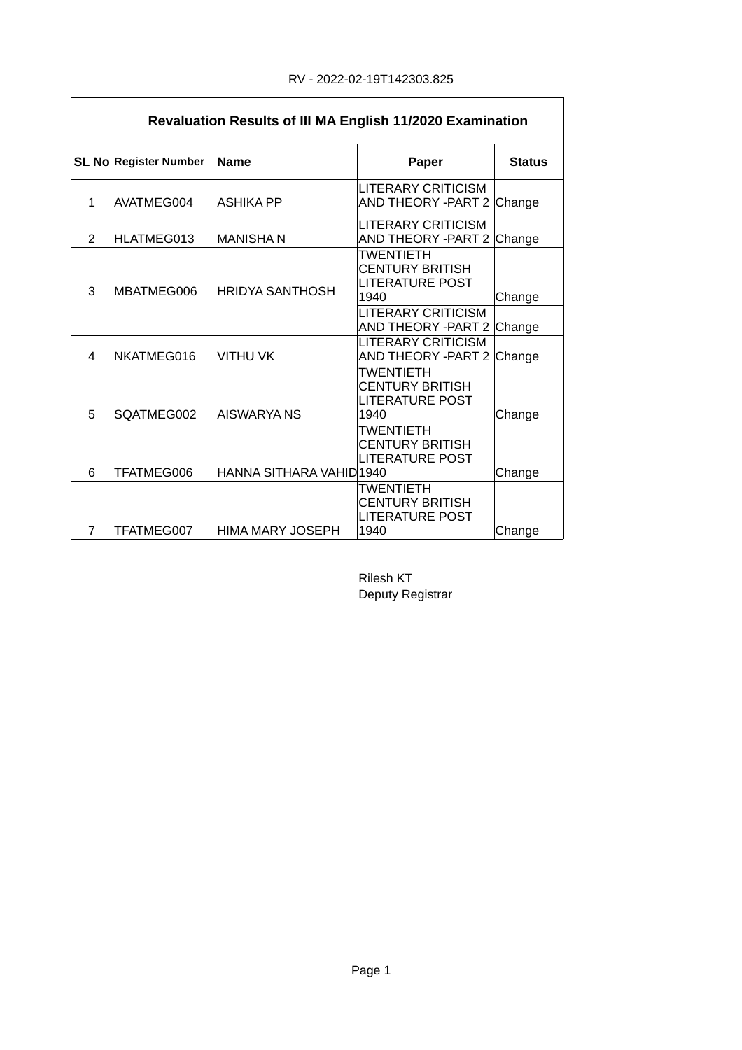RV - 2022-02-19T142303.825

| | Revaluation Results of III MA English 11/2020 Examination | | | |
|---|---|---|---|---|
| **SL No** | **Register Number** | **Name** | **Paper** | **Status** |
| 1 | AVATMEG004 | ASHIKA PP | LITERARY CRITICISM AND THEORY -PART 2 | Change |
| 2 | HLATMEG013 | MANISHA N | LITERARY CRITICISM AND THEORY -PART 2 | Change |
| 3 | MBATMEG006 | HRIDYA SANTHOSH | TWENTIETH CENTURY BRITISH LITERATURE POST 1940 | Change |
| | | | LITERARY CRITICISM AND THEORY -PART 2 | Change |
| 4 | NKATMEG016 | VITHU VK | LITERARY CRITICISM AND THEORY -PART 2 | Change |
| 5 | SQATMEG002 | AISWARYA NS | TWENTIETH CENTURY BRITISH LITERATURE POST 1940 | Change |
| 6 | TFATMEG006 | HANNA SITHARA VAHID | TWENTIETH CENTURY BRITISH LITERATURE POST 1940 | Change |
| 7 | TFATMEG007 | HIMA MARY JOSEPH | TWENTIETH CENTURY BRITISH LITERATURE POST 1940 | Change |

Rilesh KT
Deputy Registrar